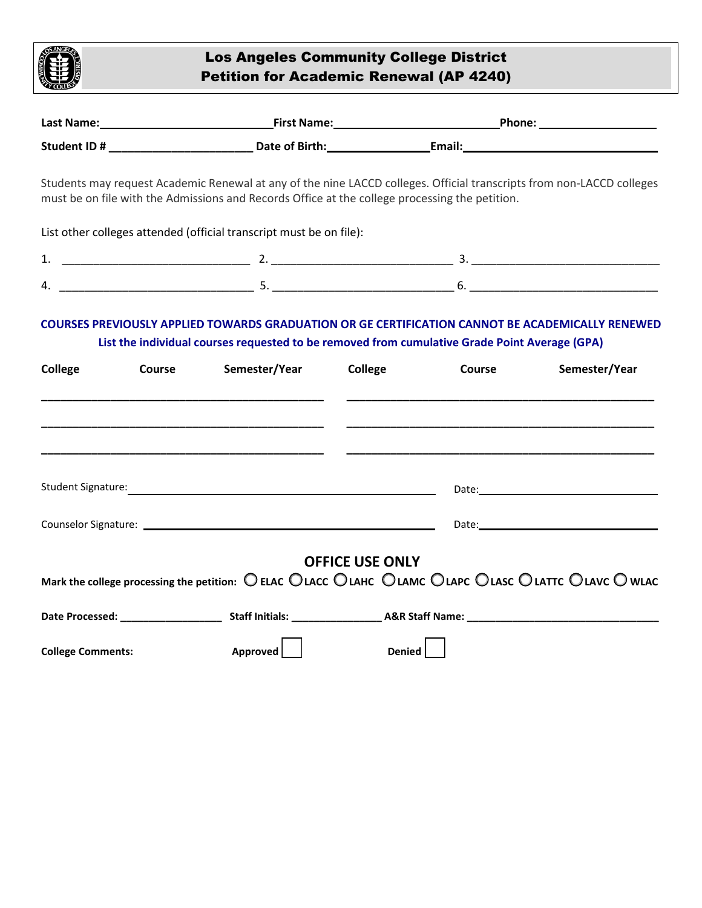# Los Angeles Community College District
## Petition for Academic Renewal (AP 4240)

**Last Name:** ____________________________ **First Name:** ____________________________ **Phone:** ____________________

**Student ID #** ______________________ **Date of Birth:** ________________ **Email:** ________________________________

Students may request Academic Renewal at any of the nine LACCD colleges. Official transcripts from non-LACCD colleges must be on file with the Admissions and Records Office at the college processing the petition.

List other colleges attended (official transcript must be on file):

1. ______________________________ 2. ______________________________ 3. ______________________________

4. ______________________________ 5. ______________________________ 6. ______________________________

**COURSES PREVIOUSLY APPLIED TOWARDS GRADUATION OR GE CERTIFICATION CANNOT BE ACADEMICALLY RENEWED**

**List the individual courses requested to be removed from cumulative Grade Point Average (GPA)**

| College | Course | Semester/Year | College | Course | Semester/Year |
|---|---|---|---|---|---|
| | | | | | |
| | | | | | |
| | | | | | |

Student Signature: ________________________________________________ Date: ____________________

Counselor Signature: ______________________________________________ Date: ____________________

## OFFICE USE ONLY

**Mark the college processing the petition:** ○ **ELAC** ○ **LACC** ○ **LAHC** ○ **LAMC** ○ **LAPC** ○ **LASC** ○ **LATTC** ○ **LAVC** ○ **WLAC**

**Date Processed:** _________________ **Staff Initials:** _______________ **A&R Staff Name:** ________________________________

**College Comments:** **Approved** ☐ **Denied** ☐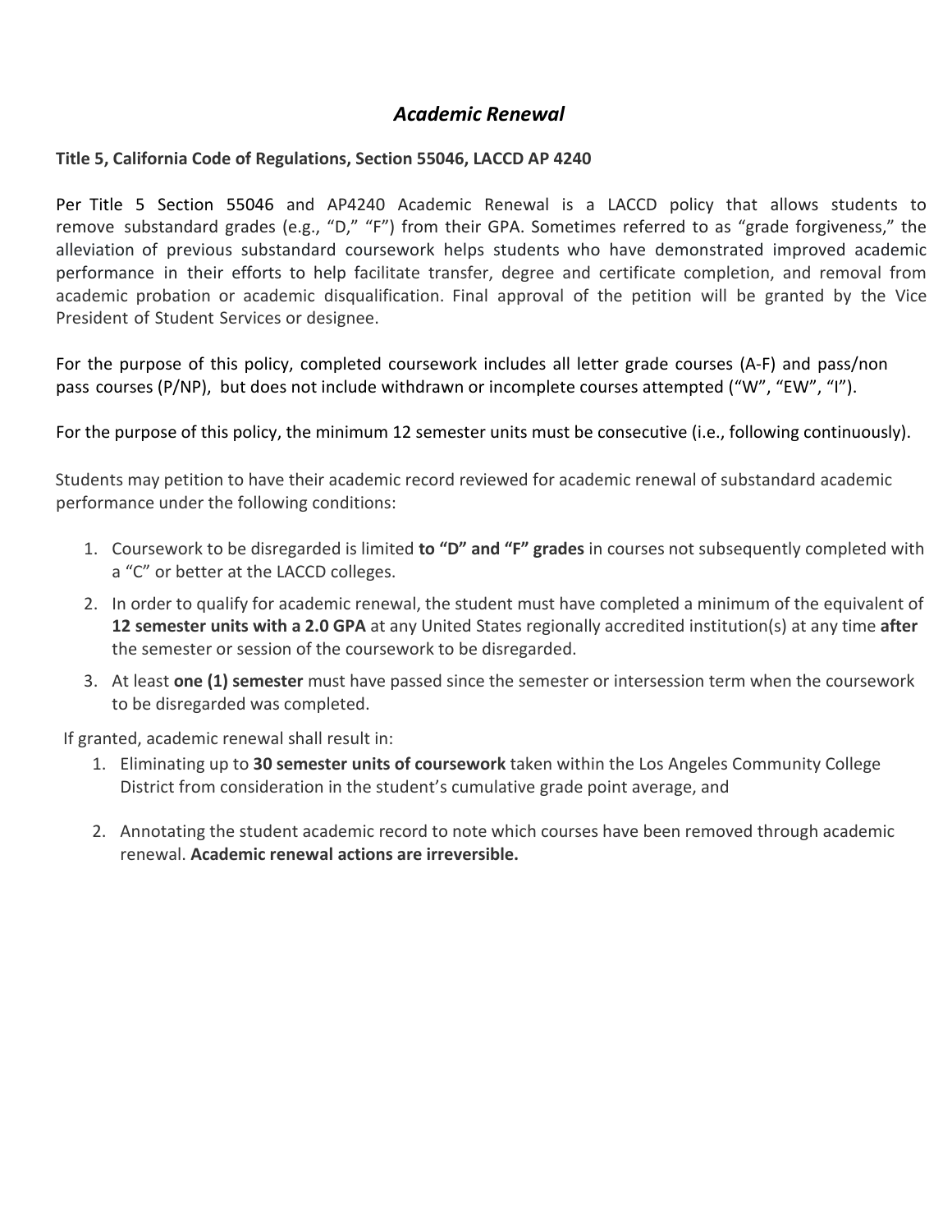# *Academic Renewal*

**Title 5, California Code of Regulations, Section 55046, LACCD AP 4240**

Per Title 5 Section 55046 and AP4240 Academic Renewal is a LACCD policy that allows students to remove substandard grades (e.g., "D," "F") from their GPA. Sometimes referred to as "grade forgiveness," the alleviation of previous substandard coursework helps students who have demonstrated improved academic performance in their efforts to help facilitate transfer, degree and certificate completion, and removal from academic probation or academic disqualification. Final approval of the petition will be granted by the Vice President of Student Services or designee.

For the purpose of this policy, completed coursework includes all letter grade courses (A-F) and pass/non pass courses (P/NP), but does not include withdrawn or incomplete courses attempted ("W", "EW", "I").

For the purpose of this policy, the minimum 12 semester units must be consecutive (i.e., following continuously).

Students may petition to have their academic record reviewed for academic renewal of substandard academic performance under the following conditions:

1. Coursework to be disregarded is limited **to "D" and "F" grades** in courses not subsequently completed with a "C" or better at the LACCD colleges.
2. In order to qualify for academic renewal, the student must have completed a minimum of the equivalent of **12 semester units with a 2.0 GPA** at any United States regionally accredited institution(s) at any time **after** the semester or session of the coursework to be disregarded.
3. At least **one (1) semester** must have passed since the semester or intersession term when the coursework to be disregarded was completed.

If granted, academic renewal shall result in:

1. Eliminating up to **30 semester units of coursework** taken within the Los Angeles Community College District from consideration in the student's cumulative grade point average, and
2. Annotating the student academic record to note which courses have been removed through academic renewal. **Academic renewal actions are irreversible.**